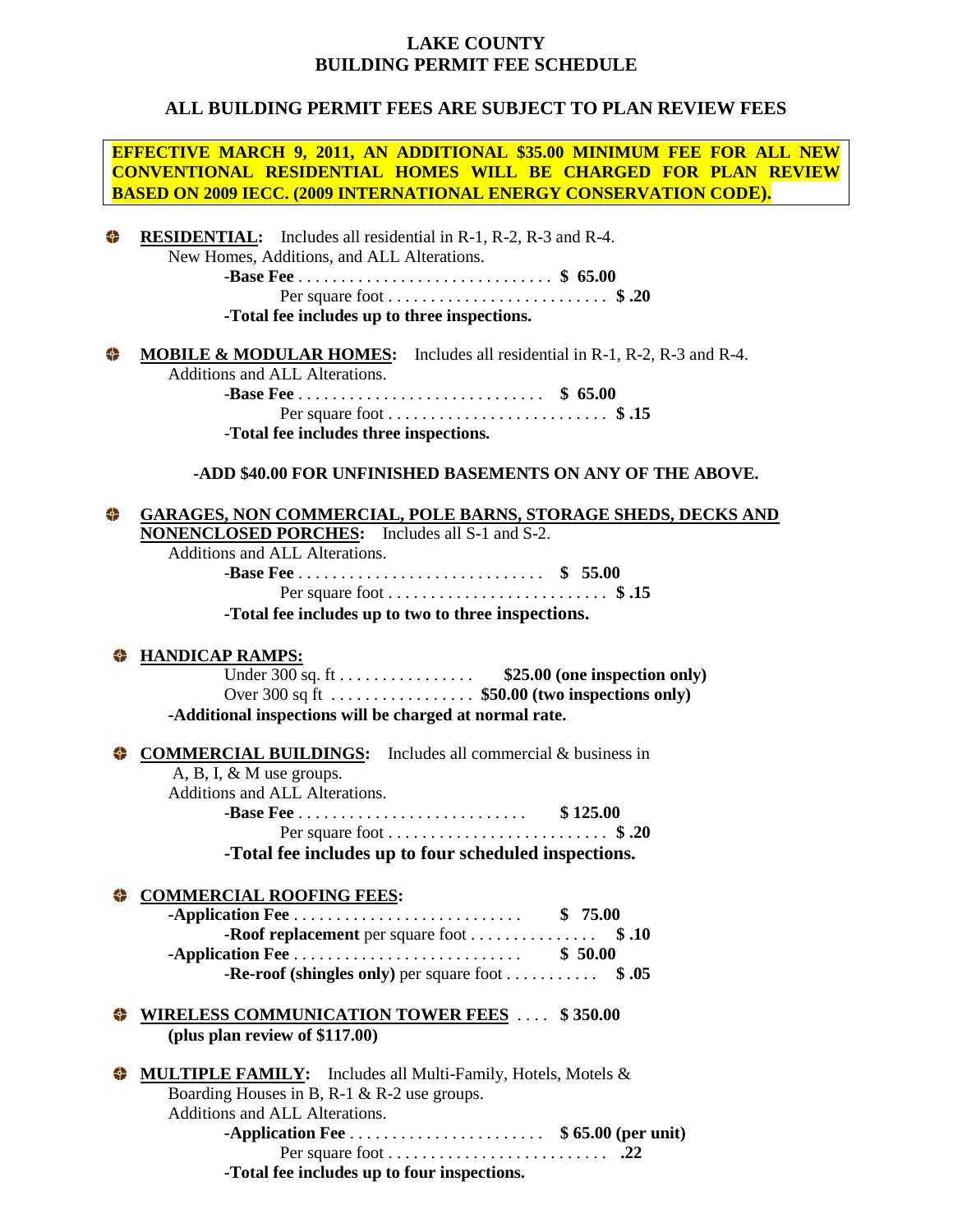# LAKE COUNTY
# BUILDING PERMIT FEE SCHEDULE

## ALL BUILDING PERMIT FEES ARE SUBJECT TO PLAN REVIEW FEES

**EFFECTIVE MARCH 9, 2011, AN ADDITIONAL $35.00 MINIMUM FEE FOR ALL NEW CONVENTIONAL RESIDENTIAL HOMES WILL BE CHARGED FOR PLAN REVIEW BASED ON 2009 IECC. (2009 INTERNATIONAL ENERGY CONSERVATION CODE).**

- **RESIDENTIAL:** Includes all residential in R-1, R-2, R-3 and R-4.
  New Homes, Additions, and ALL Alterations.
  - **-Base Fee** . . . . . . . . . . . . . . . . . . . . . . . . . . . . . . **$ 65.00**
  - Per square foot . . . . . . . . . . . . . . . . . . . . . . . . . . **$ .20**
  - **-Total fee includes up to three inspections.**

- **MOBILE & MODULAR HOMES:** Includes all residential in R-1, R-2, R-3 and R-4.
  Additions and ALL Alterations.
  - **-Base Fee** . . . . . . . . . . . . . . . . . . . . . . . . . . . . . **$ 65.00**
  - Per square foot . . . . . . . . . . . . . . . . . . . . . . . . . . **$ .15**
  - **-Total fee includes three inspections.**

**-ADD $40.00 FOR UNFINISHED BASEMENTS ON ANY OF THE ABOVE.**

- **GARAGES, NON COMMERCIAL, POLE BARNS, STORAGE SHEDS, DECKS AND NONENCLOSED PORCHES:** Includes all S-1 and S-2.
  Additions and ALL Alterations.
  - **-Base Fee** . . . . . . . . . . . . . . . . . . . . . . . . . . . . . **$ 55.00**
  - Per square foot . . . . . . . . . . . . . . . . . . . . . . . . . . **$ .15**
  - **-Total fee includes up to two to three inspections.**

- **HANDICAP RAMPS:**
  - Under 300 sq. ft . . . . . . . . . . . . . . . . **$25.00 (one inspection only)**
  - Over 300 sq ft . . . . . . . . . . . . . . . . . **$50.00 (two inspections only)**
  - **-Additional inspections will be charged at normal rate.**

- **COMMERCIAL BUILDINGS:** Includes all commercial & business in A, B, I, & M use groups.
  Additions and ALL Alterations.
  - **-Base Fee** . . . . . . . . . . . . . . . . . . . . . . . . . . . **$ 125.00**
  - Per square foot . . . . . . . . . . . . . . . . . . . . . . . . . . **$ .20**
  - **-Total fee includes up to four scheduled inspections.**

- **COMMERCIAL ROOFING FEES:**
  - **-Application Fee** . . . . . . . . . . . . . . . . . . . . . . . . . . . **$ 75.00**
    - **-Roof replacement** per square foot . . . . . . . . . . . . . . . **$ .10**
  - **-Application Fee** . . . . . . . . . . . . . . . . . . . . . . . . . . . **$ 50.00**
    - **-Re-roof (shingles only)** per square foot . . . . . . . . . . . **$ .05**

- **WIRELESS COMMUNICATION TOWER FEES** . . . . **$ 350.00**
  **(plus plan review of $117.00)**

- **MULTIPLE FAMILY:** Includes all Multi-Family, Hotels, Motels & Boarding Houses in B, R-1 & R-2 use groups.
  Additions and ALL Alterations.
  - **-Application Fee** . . . . . . . . . . . . . . . . . . . . . . . **$ 65.00 (per unit)**
  - Per square foot . . . . . . . . . . . . . . . . . . . . . . . . . . **.22**
  - **-Total fee includes up to four inspections.**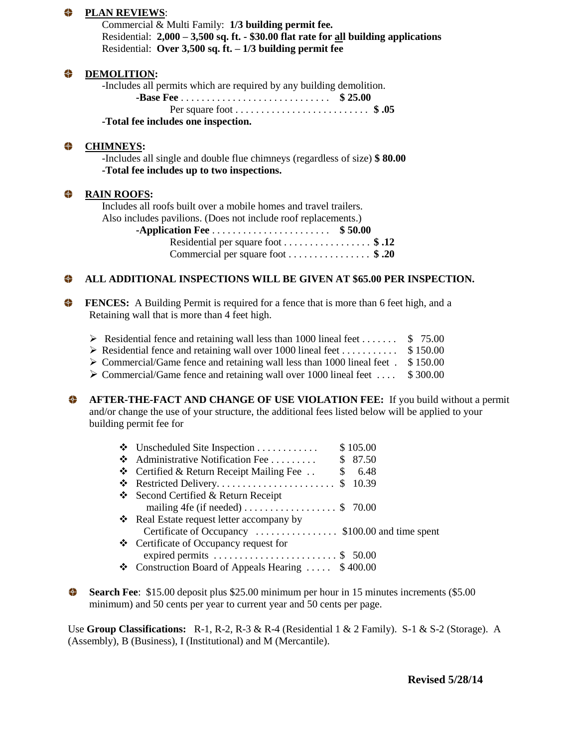- **PLAN REVIEWS**:
  Commercial & Multi Family: **1/3 building permit fee.**
  Residential: **2,000 – 3,500 sq. ft. - $30.00 flat rate for <u>all</u> building applications**
  Residential: **Over 3,500 sq. ft. – 1/3 building permit fee**

- **DEMOLITION:**
  -Includes all permits which are required by any building demolition.
  **-Base Fee** . . . . . . . . . . . . . . . . . . . . . . . . . . . . . **$ 25.00**
  Per square foot . . . . . . . . . . . . . . . . . . . . . . . . . . **$ .05**
  **-Total fee includes one inspection.**

- **CHIMNEYS:**
  -Includes all single and double flue chimneys (regardless of size) **$ 80.00**
  **-Total fee includes up to two inspections.**

- **RAIN ROOFS:**
  Includes all roofs built over a mobile homes and travel trailers.
  Also includes pavilions. (Does not include roof replacements.)
  **-Application Fee** . . . . . . . . . . . . . . . . . . . . . . . **$ 50.00**
  Residential per square foot . . . . . . . . . . . . . . . . . **$ .12**
  Commercial per square foot . . . . . . . . . . . . . . . . **$ .20**

- **ALL ADDITIONAL INSPECTIONS WILL BE GIVEN AT $65.00 PER INSPECTION.**

- **FENCES:** A Building Permit is required for a fence that is more than 6 feet high, and a Retaining wall that is more than 4 feet high.

  - Residential fence and retaining wall less than 1000 lineal feet . . . . . . . $ 75.00
  - Residential fence and retaining wall over 1000 lineal feet . . . . . . . . . . . $ 150.00
  - Commercial/Game fence and retaining wall less than 1000 lineal feet . $ 150.00
  - Commercial/Game fence and retaining wall over 1000 lineal feet . . . . $ 300.00

- **AFTER-THE-FACT AND CHANGE OF USE VIOLATION FEE:** If you build without a permit and/or change the use of your structure, the additional fees listed below will be applied to your building permit fee for

  - Unscheduled Site Inspection . . . . . . . . . . . . $ 105.00
  - Administrative Notification Fee . . . . . . . . . $ 87.50
  - Certified & Return Receipt Mailing Fee . . $ 6.48
  - Restricted Delivery. . . . . . . . . . . . . . . . . . . . . . $ 10.39
  - Second Certified & Return Receipt mailing 4fe (if needed) . . . . . . . . . . . . . . . . . . $ 70.00
  - Real Estate request letter accompany by Certificate of Occupancy . . . . . . . . . . . . . . . . $100.00 and time spent
  - Certificate of Occupancy request for expired permits . . . . . . . . . . . . . . . . . . . . . . . . $ 50.00
  - Construction Board of Appeals Hearing . . . . . $ 400.00

- **Search Fee**: $15.00 deposit plus $25.00 minimum per hour in 15 minutes increments ($5.00 minimum) and 50 cents per year to current year and 50 cents per page.

Use **Group Classifications:** R-1, R-2, R-3 & R-4 (Residential 1 & 2 Family). S-1 & S-2 (Storage). A (Assembly), B (Business), I (Institutional) and M (Mercantile).

**Revised 5/28/14**